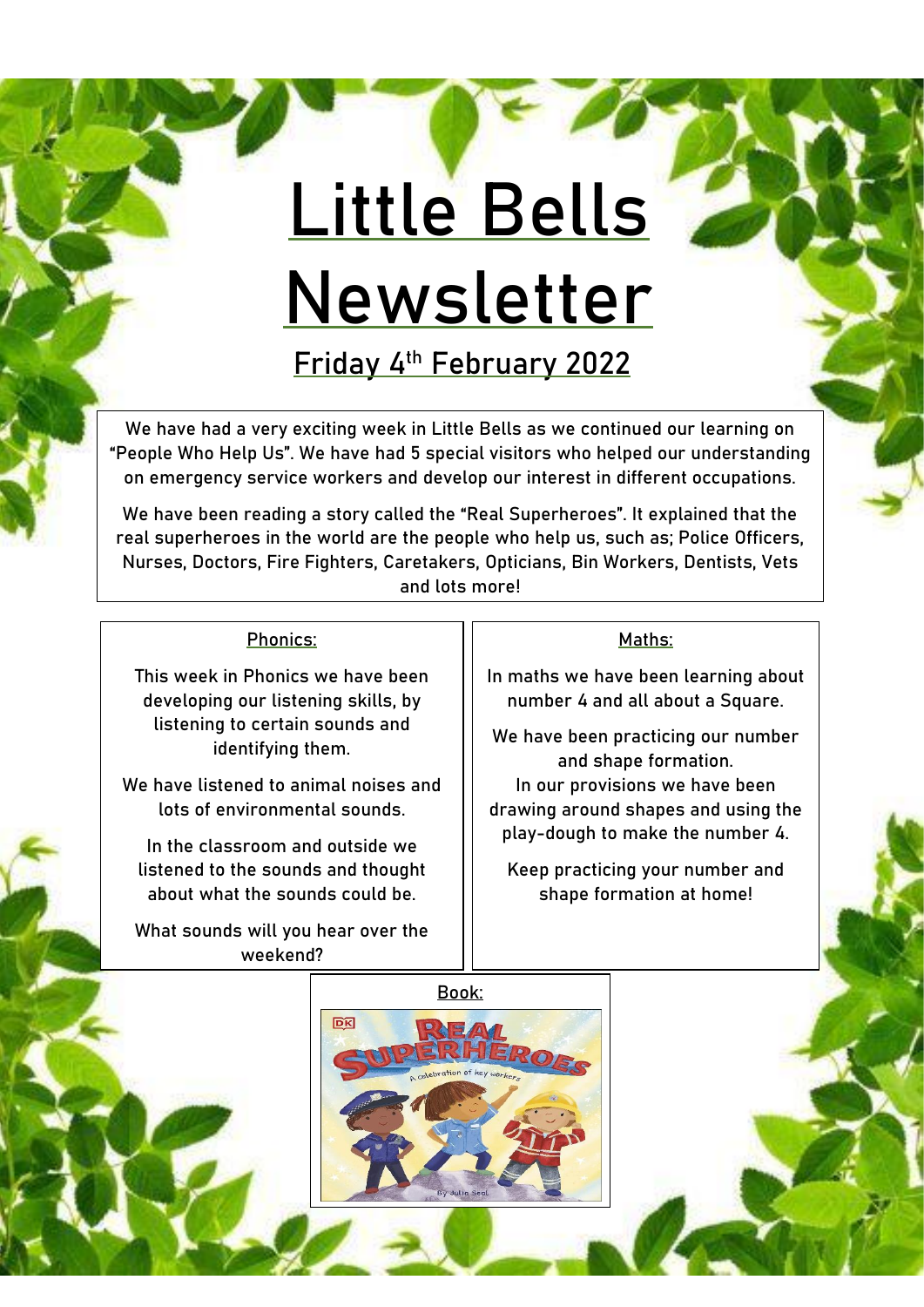# Little Bells Newsletter

## Friday 4th February 2022

We have had a very exciting week in Little Bells as we continued our learning on "People Who Help Us". We have had 5 special visitors who helped our understanding on emergency service workers and develop our interest in different occupations.

We have been reading a story called the "Real Superheroes". It explained that the real superheroes in the world are the people who help us, such as; Police Officers, Nurses, Doctors, Fire Fighters, Caretakers, Opticians, Bin Workers, Dentists, Vets and lots more!

### Phonics:

This week in Phonics we have been developing our listening skills, by listening to certain sounds and identifying them.

We have listened to animal noises and lots of environmental sounds.

In the classroom and outside we listened to the sounds and thought about what the sounds could be.

What sounds will you hear over the weekend?

### Maths:

In maths we have been learning about number 4 and all about a Square.

We have been practicing our number and shape formation.
In our provisions we have been drawing around shapes and using the play-dough to make the number 4.

Keep practicing your number and shape formation at home!

### Book:

DK

REAL SUPERHEROES

A celebration of key workers

By Julia Seal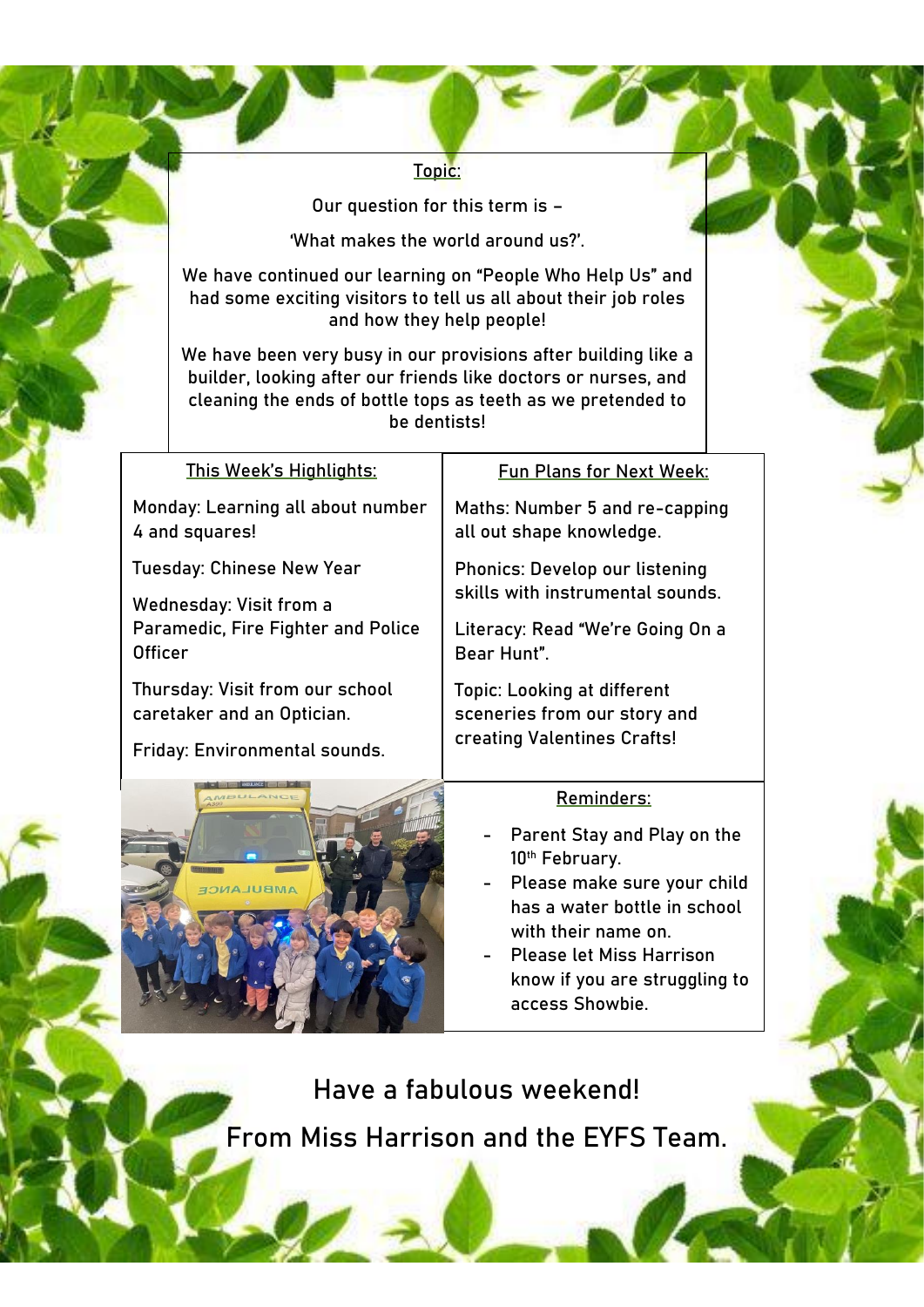## Topic:

Our question for this term is –

'What makes the world around us?'.

We have continued our learning on "People Who Help Us" and had some exciting visitors to tell us all about their job roles and how they help people!

We have been very busy in our provisions after building like a builder, looking after our friends like doctors or nurses, and cleaning the ends of bottle tops as teeth as we pretended to be dentists!

## This Week's Highlights:

Monday: Learning all about number 4 and squares!

Tuesday: Chinese New Year

Wednesday: Visit from a Paramedic, Fire Fighter and Police Officer

Thursday: Visit from our school caretaker and an Optician.

Friday: Environmental sounds.

## Fun Plans for Next Week:

Maths: Number 5 and re-capping all out shape knowledge.

Phonics: Develop our listening skills with instrumental sounds.

Literacy: Read "We're Going On a Bear Hunt".

Topic: Looking at different sceneries from our story and creating Valentines Crafts!

## Reminders:

- Parent Stay and Play on the 10th February.
- Please make sure your child has a water bottle in school with their name on.
- Please let Miss Harrison know if you are struggling to access Showbie.

Have a fabulous weekend!

From Miss Harrison and the EYFS Team.